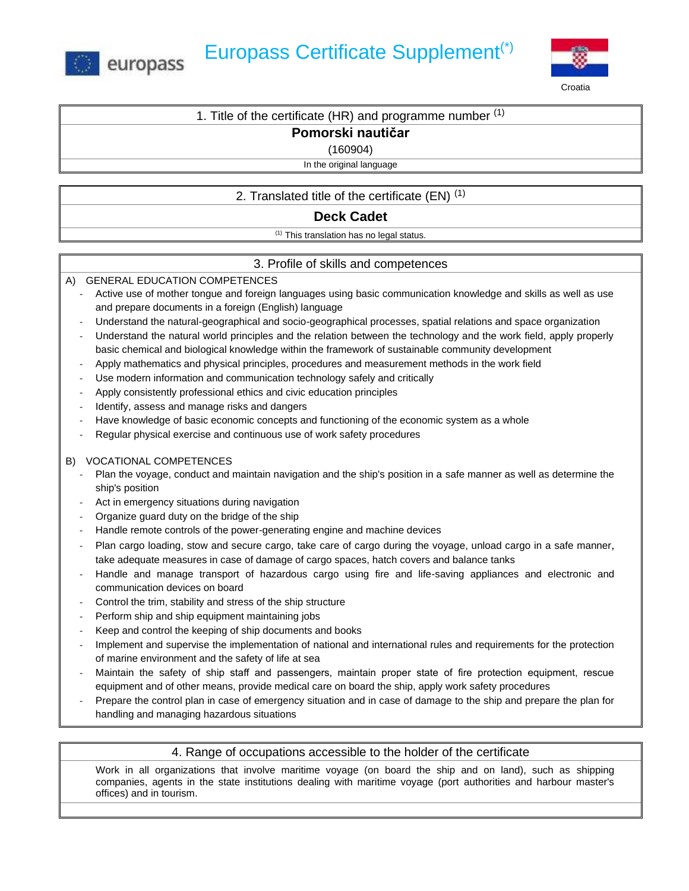europass

# Europass Certificate Supplement[(*)]

Croatia

## 1. Title of the certificate (HR) and programme number [(1)]

**Pomorski nautičar**

(160904)

In the original language

## 2. Translated title of the certificate (EN) [(1)]

**Deck Cadet**

[(1)] This translation has no legal status.

## 3. Profile of skills and competences

A) GENERAL EDUCATION COMPETENCES

- Active use of mother tongue and foreign languages using basic communication knowledge and skills as well as use and prepare documents in a foreign (English) language
- Understand the natural-geographical and socio-geographical processes, spatial relations and space organization
- Understand the natural world principles and the relation between the technology and the work field, apply properly basic chemical and biological knowledge within the framework of sustainable community development
- Apply mathematics and physical principles, procedures and measurement methods in the work field
- Use modern information and communication technology safely and critically
- Apply consistently professional ethics and civic education principles
- Identify, assess and manage risks and dangers
- Have knowledge of basic economic concepts and functioning of the economic system as a whole
- Regular physical exercise and continuous use of work safety procedures

B) VOCATIONAL COMPETENCES

- Plan the voyage, conduct and maintain navigation and the ship's position in a safe manner as well as determine the ship's position
- Act in emergency situations during navigation
- Organize guard duty on the bridge of the ship
- Handle remote controls of the power-generating engine and machine devices
- Plan cargo loading, stow and secure cargo, take care of cargo during the voyage, unload cargo in a safe manner, take adequate measures in case of damage of cargo spaces, hatch covers and balance tanks
- Handle and manage transport of hazardous cargo using fire and life-saving appliances and electronic and communication devices on board
- Control the trim, stability and stress of the ship structure
- Perform ship and ship equipment maintaining jobs
- Keep and control the keeping of ship documents and books
- Implement and supervise the implementation of national and international rules and requirements for the protection of marine environment and the safety of life at sea
- Maintain the safety of ship staff and passengers, maintain proper state of fire protection equipment, rescue equipment and of other means, provide medical care on board the ship, apply work safety procedures
- Prepare the control plan in case of emergency situation and in case of damage to the ship and prepare the plan for handling and managing hazardous situations

## 4. Range of occupations accessible to the holder of the certificate

Work in all organizations that involve maritime voyage (on board the ship and on land), such as shipping companies, agents in the state institutions dealing with maritime voyage (port authorities and harbour master's offices) and in tourism.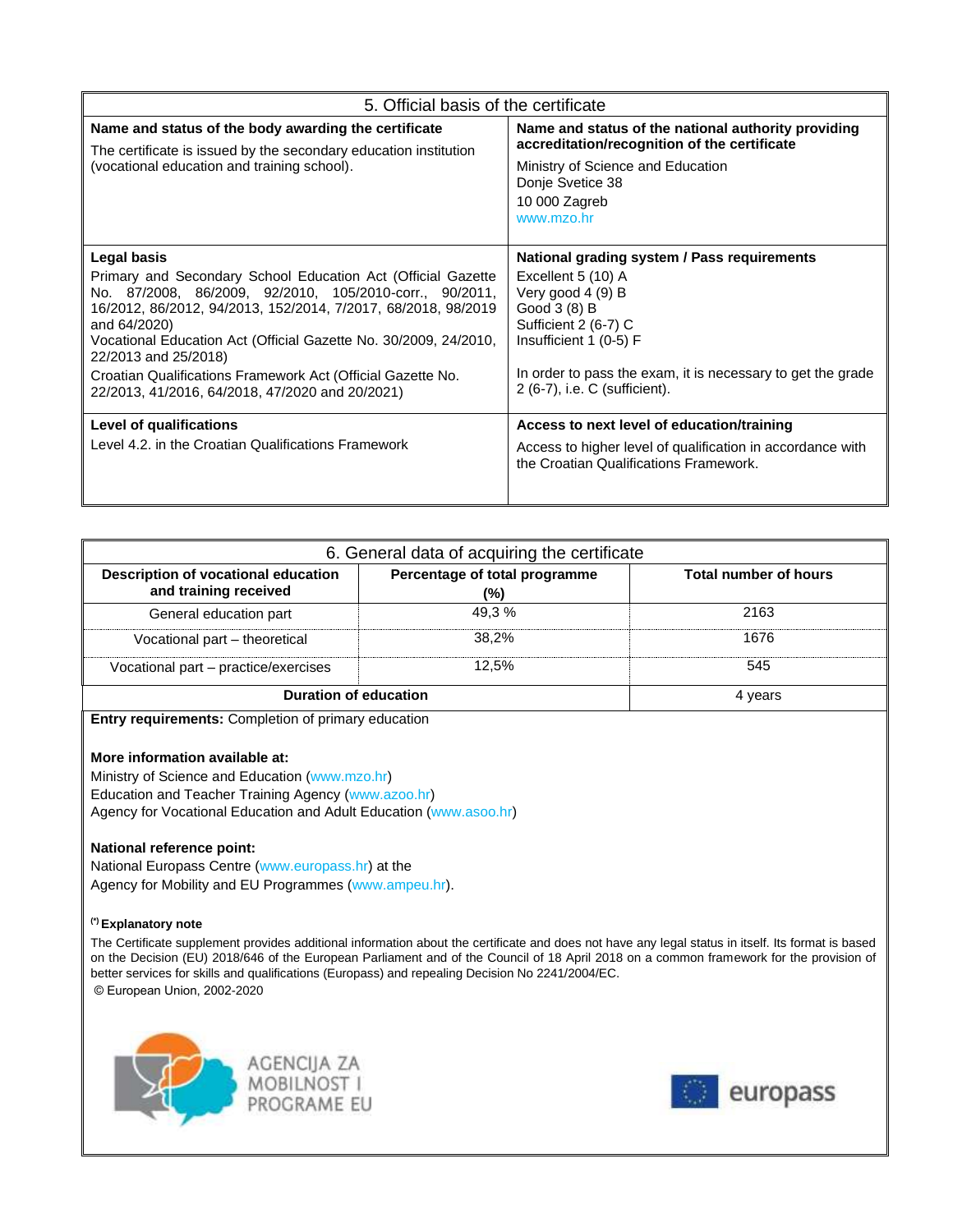## 5. Official basis of the certificate

| Name and status of the body awarding the certificate | Name and status of the national authority providing accreditation/recognition of the certificate |
|---|---|
| The certificate is issued by the secondary education institution (vocational education and training school). | Ministry of Science and Education<br>Donje Svetice 38<br>10 000 Zagreb<br>www.mzo.hr |
| **Legal basis** | **National grading system / Pass requirements** |
| Primary and Secondary School Education Act (Official Gazette No. 87/2008, 86/2009, 92/2010, 105/2010-corr., 90/2011, 16/2012, 86/2012, 94/2013, 152/2014, 7/2017, 68/2018, 98/2019 and 64/2020)<br>Vocational Education Act (Official Gazette No. 30/2009, 24/2010, 22/2013 and 25/2018)<br>Croatian Qualifications Framework Act (Official Gazette No. 22/2013, 41/2016, 64/2018, 47/2020 and 20/2021) | Excellent 5 (10) A<br>Very good 4 (9) B<br>Good 3 (8) B<br>Sufficient 2 (6-7) C<br>Insufficient 1 (0-5) F<br><br>In order to pass the exam, it is necessary to get the grade 2 (6-7), i.e. C (sufficient). |
| **Level of qualifications** | **Access to next level of education/training** |
| Level 4.2. in the Croatian Qualifications Framework | Access to higher level of qualification in accordance with the Croatian Qualifications Framework. |

## 6. General data of acquiring the certificate

| Description of vocational education and training received | Percentage of total programme (%) | Total number of hours |
|---|---|---|
| General education part | 49,3 % | 2163 |
| Vocational part – theoretical | 38,2% | 1676 |
| Vocational part – practice/exercises | 12,5% | 545 |
| **Duration of education** | | 4 years |

**Entry requirements:** Completion of primary education

**More information available at:**
Ministry of Science and Education (www.mzo.hr)
Education and Teacher Training Agency (www.azoo.hr)
Agency for Vocational Education and Adult Education (www.asoo.hr)

**National reference point:**
National Europass Centre (www.europass.hr) at the
Agency for Mobility and EU Programmes (www.ampeu.hr).

**(\*) Explanatory note**

The Certificate supplement provides additional information about the certificate and does not have any legal status in itself. Its format is based on the Decision (EU) 2018/646 of the European Parliament and of the Council of 18 April 2018 on a common framework for the provision of better services for skills and qualifications (Europass) and repealing Decision No 2241/2004/EC.
© European Union, 2002-2020

AGENCIJA ZA MOBILNOST I PROGRAME EU

europass